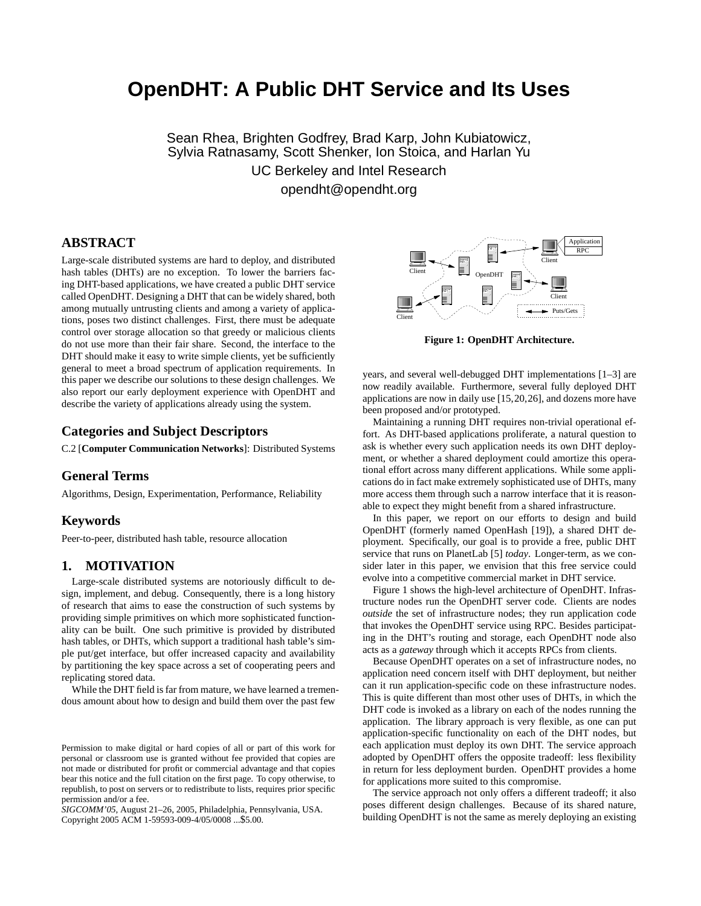# OpenDHT: A Public DHT Service and Its Uses

Sean Rhea, Brighten Godfrey, Brad Karp, John Kubiatowicz,
Sylvia Ratnasamy, Scott Shenker, Ion Stoica, and Harlan Yu

UC Berkeley and Intel Research

opendht@opendht.org

## ABSTRACT

Large-scale distributed systems are hard to deploy, and distributed hash tables (DHTs) are no exception. To lower the barriers facing DHT-based applications, we have created a public DHT service called OpenDHT. Designing a DHT that can be widely shared, both among mutually untrusting clients and among a variety of applications, poses two distinct challenges. First, there must be adequate control over storage allocation so that greedy or malicious clients do not use more than their fair share. Second, the interface to the DHT should make it easy to write simple clients, yet be sufficiently general to meet a broad spectrum of application requirements. In this paper we describe our solutions to these design challenges. We also report our early deployment experience with OpenDHT and describe the variety of applications already using the system.

## Categories and Subject Descriptors

C.2 [**Computer Communication Networks**]: Distributed Systems

## General Terms

Algorithms, Design, Experimentation, Performance, Reliability

## Keywords

Peer-to-peer, distributed hash table, resource allocation

## 1. MOTIVATION

Large-scale distributed systems are notoriously difficult to design, implement, and debug. Consequently, there is a long history of research that aims to ease the construction of such systems by providing simple primitives on which more sophisticated functionality can be built. One such primitive is provided by distributed hash tables, or DHTs, which support a traditional hash table's simple put/get interface, but offer increased capacity and availability by partitioning the key space across a set of cooperating peers and replicating stored data.

While the DHT field is far from mature, we have learned a tremendous amount about how to design and build them over the past few years, and several well-debugged DHT implementations [1–3] are now readily available. Furthermore, several fully deployed DHT applications are now in daily use [15,20,26], and dozens more have been proposed and/or prototyped.

Maintaining a running DHT requires non-trivial operational effort. As DHT-based applications proliferate, a natural question to ask is whether every such application needs its own DHT deployment, or whether a shared deployment could amortize this operational effort across many different applications. While some applications do in fact make extremely sophisticated use of DHTs, many more access them through such a narrow interface that it is reasonable to expect they might benefit from a shared infrastructure.

In this paper, we report on our efforts to design and build OpenDHT (formerly named OpenHash [19]), a shared DHT deployment. Specifically, our goal is to provide a free, public DHT service that runs on PlanetLab [5] *today*. Longer-term, as we consider later in this paper, we envision that this free service could evolve into a competitive commercial market in DHT service.

Client
Client
Client
Client
OpenDHT
Application
RPC
Puts/Gets

**Figure 1: OpenDHT Architecture.**

Figure 1 shows the high-level architecture of OpenDHT. Infrastructure nodes run the OpenDHT server code. Clients are nodes *outside* the set of infrastructure nodes; they run application code that invokes the OpenDHT service using RPC. Besides participating in the DHT's routing and storage, each OpenDHT node also acts as a *gateway* through which it accepts RPCs from clients.

Because OpenDHT operates on a set of infrastructure nodes, no application need concern itself with DHT deployment, but neither can it run application-specific code on these infrastructure nodes. This is quite different than most other uses of DHTs, in which the DHT code is invoked as a library on each of the nodes running the application. The library approach is very flexible, as one can put application-specific functionality on each of the DHT nodes, but each application must deploy its own DHT. The service approach adopted by OpenDHT offers the opposite tradeoff: less flexibility in return for less deployment burden. OpenDHT provides a home for applications more suited to this compromise.

The service approach not only offers a different tradeoff; it also poses different design challenges. Because of its shared nature, building OpenDHT is not the same as merely deploying an existing

Permission to make digital or hard copies of all or part of this work for personal or classroom use is granted without fee provided that copies are not made or distributed for profit or commercial advantage and that copies bear this notice and the full citation on the first page. To copy otherwise, to republish, to post on servers or to redistribute to lists, requires prior specific permission and/or a fee.
*SIGCOMM'05,* August 21–26, 2005, Philadelphia, Pennsylvania, USA.
Copyright 2005 ACM 1-59593-009-4/05/0008 ...$5.00.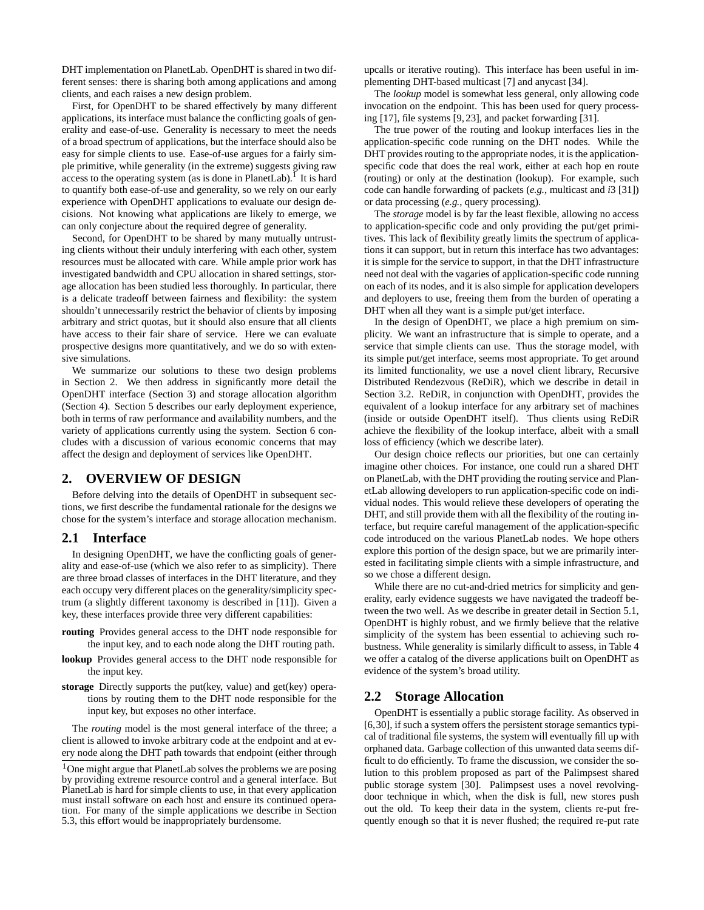DHT implementation on PlanetLab. OpenDHT is shared in two different senses: there is sharing both among applications and among clients, and each raises a new design problem.

First, for OpenDHT to be shared effectively by many different applications, its interface must balance the conflicting goals of generality and ease-of-use. Generality is necessary to meet the needs of a broad spectrum of applications, but the interface should also be easy for simple clients to use. Ease-of-use argues for a fairly simple primitive, while generality (in the extreme) suggests giving raw access to the operating system (as is done in PlanetLab).[1] It is hard to quantify both ease-of-use and generality, so we rely on our early experience with OpenDHT applications to evaluate our design decisions. Not knowing what applications are likely to emerge, we can only conjecture about the required degree of generality.

Second, for OpenDHT to be shared by many mutually untrusting clients without their unduly interfering with each other, system resources must be allocated with care. While ample prior work has investigated bandwidth and CPU allocation in shared settings, storage allocation has been studied less thoroughly. In particular, there is a delicate tradeoff between fairness and flexibility: the system shouldn't unnecessarily restrict the behavior of clients by imposing arbitrary and strict quotas, but it should also ensure that all clients have access to their fair share of service. Here we can evaluate prospective designs more quantitatively, and we do so with extensive simulations.

We summarize our solutions to these two design problems in Section 2. We then address in significantly more detail the OpenDHT interface (Section 3) and storage allocation algorithm (Section 4). Section 5 describes our early deployment experience, both in terms of raw performance and availability numbers, and the variety of applications currently using the system. Section 6 concludes with a discussion of various economic concerns that may affect the design and deployment of services like OpenDHT.

## 2. OVERVIEW OF DESIGN

Before delving into the details of OpenDHT in subsequent sections, we first describe the fundamental rationale for the designs we chose for the system's interface and storage allocation mechanism.

### 2.1 Interface

In designing OpenDHT, we have the conflicting goals of generality and ease-of-use (which we also refer to as simplicity). There are three broad classes of interfaces in the DHT literature, and they each occupy very different places on the generality/simplicity spectrum (a slightly different taxonomy is described in [11]). Given a key, these interfaces provide three very different capabilities:

**routing** Provides general access to the DHT node responsible for the input key, and to each node along the DHT routing path.

**lookup** Provides general access to the DHT node responsible for the input key.

**storage** Directly supports the put(key, value) and get(key) operations by routing them to the DHT node responsible for the input key, but exposes no other interface.

The *routing* model is the most general interface of the three; a client is allowed to invoke arbitrary code at the endpoint and at every node along the DHT path towards that endpoint (either through upcalls or iterative routing). This interface has been useful in implementing DHT-based multicast [7] and anycast [34].

The *lookup* model is somewhat less general, only allowing code invocation on the endpoint. This has been used for query processing [17], file systems [9, 23], and packet forwarding [31].

The true power of the routing and lookup interfaces lies in the application-specific code running on the DHT nodes. While the DHT provides routing to the appropriate nodes, it is the application-specific code that does the real work, either at each hop en route (routing) or only at the destination (lookup). For example, such code can handle forwarding of packets (*e.g.*, multicast and *i*3 [31]) or data processing (*e.g.*, query processing).

The *storage* model is by far the least flexible, allowing no access to application-specific code and only providing the put/get primitives. This lack of flexibility greatly limits the spectrum of applications it can support, but in return this interface has two advantages: it is simple for the service to support, in that the DHT infrastructure need not deal with the vagaries of application-specific code running on each of its nodes, and it is also simple for application developers and deployers to use, freeing them from the burden of operating a DHT when all they want is a simple put/get interface.

In the design of OpenDHT, we place a high premium on simplicity. We want an infrastructure that is simple to operate, and a service that simple clients can use. Thus the storage model, with its simple put/get interface, seems most appropriate. To get around its limited functionality, we use a novel client library, Recursive Distributed Rendezvous (ReDiR), which we describe in detail in Section 3.2. ReDiR, in conjunction with OpenDHT, provides the equivalent of a lookup interface for any arbitrary set of machines (inside or outside OpenDHT itself). Thus clients using ReDiR achieve the flexibility of the lookup interface, albeit with a small loss of efficiency (which we describe later).

Our design choice reflects our priorities, but one can certainly imagine other choices. For instance, one could run a shared DHT on PlanetLab, with the DHT providing the routing service and PlanetLab allowing developers to run application-specific code on individual nodes. This would relieve these developers of operating the DHT, and still provide them with all the flexibility of the routing interface, but require careful management of the application-specific code introduced on the various PlanetLab nodes. We hope others explore this portion of the design space, but we are primarily interested in facilitating simple clients with a simple infrastructure, and so we chose a different design.

While there are no cut-and-dried metrics for simplicity and generality, early evidence suggests we have navigated the tradeoff between the two well. As we describe in greater detail in Section 5.1, OpenDHT is highly robust, and we firmly believe that the relative simplicity of the system has been essential to achieving such robustness. While generality is similarly difficult to assess, in Table 4 we offer a catalog of the diverse applications built on OpenDHT as evidence of the system's broad utility.

### 2.2 Storage Allocation

OpenDHT is essentially a public storage facility. As observed in [6, 30], if such a system offers the persistent storage semantics typical of traditional file systems, the system will eventually fill up with orphaned data. Garbage collection of this unwanted data seems difficult to do efficiently. To frame the discussion, we consider the solution to this problem proposed as part of the Palimpsest shared public storage system [30]. Palimpsest uses a novel revolving-door technique in which, when the disk is full, new stores push out the old. To keep their data in the system, clients re-put frequently enough so that it is never flushed; the required re-put rate

[1] One might argue that PlanetLab solves the problems we are posing by providing extreme resource control and a general interface. But PlanetLab is hard for simple clients to use, in that every application must install software on each host and ensure its continued operation. For many of the simple applications we describe in Section 5.3, this effort would be inappropriately burdensome.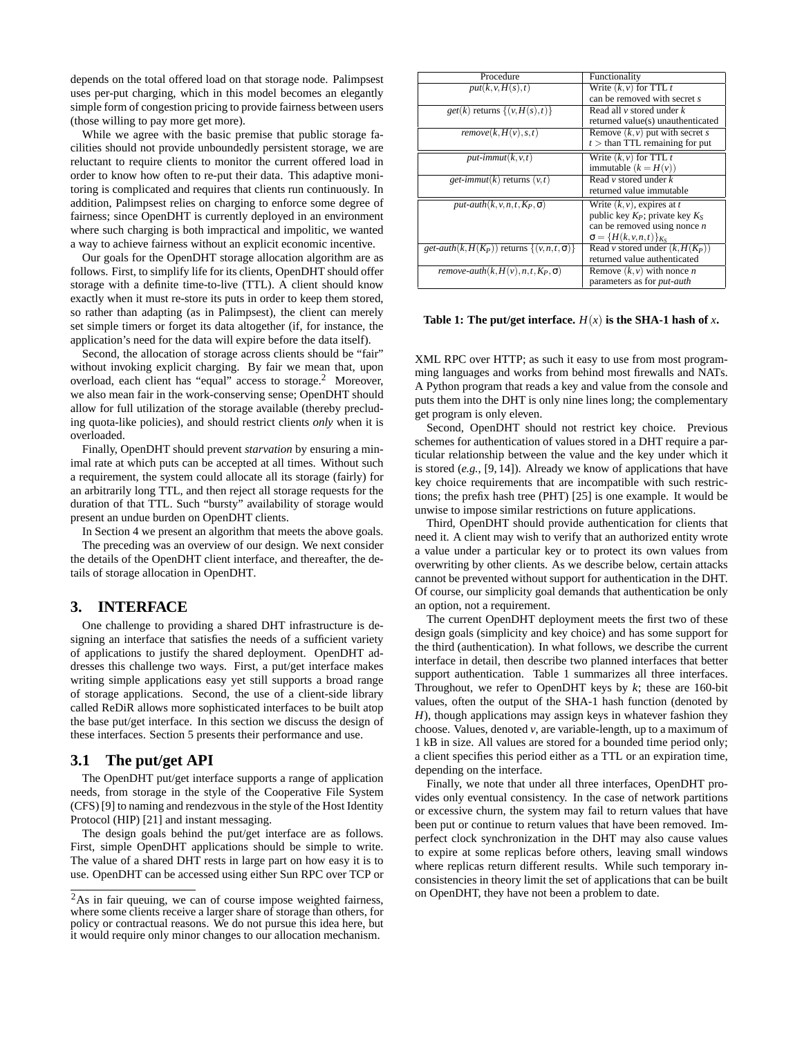depends on the total offered load on that storage node. Palimpsest uses per-put charging, which in this model becomes an elegantly simple form of congestion pricing to provide fairness between users (those willing to pay more get more).

While we agree with the basic premise that public storage facilities should not provide unboundedly persistent storage, we are reluctant to require clients to monitor the current offered load in order to know how often to re-put their data. This adaptive monitoring is complicated and requires that clients run continuously. In addition, Palimpsest relies on charging to enforce some degree of fairness; since OpenDHT is currently deployed in an environment where such charging is both impractical and impolitic, we wanted a way to achieve fairness without an explicit economic incentive.

Our goals for the OpenDHT storage allocation algorithm are as follows. First, to simplify life for its clients, OpenDHT should offer storage with a definite time-to-live (TTL). A client should know exactly when it must re-store its puts in order to keep them stored, so rather than adapting (as in Palimpsest), the client can merely set simple timers or forget its data altogether (if, for instance, the application's need for the data will expire before the data itself).

Second, the allocation of storage across clients should be "fair" without invoking explicit charging. By fair we mean that, upon overload, each client has "equal" access to storage.[2] Moreover, we also mean fair in the work-conserving sense; OpenDHT should allow for full utilization of the storage available (thereby precluding quota-like policies), and should restrict clients *only* when it is overloaded.

Finally, OpenDHT should prevent *starvation* by ensuring a minimal rate at which puts can be accepted at all times. Without such a requirement, the system could allocate all its storage (fairly) for an arbitrarily long TTL, and then reject all storage requests for the duration of that TTL. Such "bursty" availability of storage would present an undue burden on OpenDHT clients.

In Section 4 we present an algorithm that meets the above goals.

The preceding was an overview of our design. We next consider the details of the OpenDHT client interface, and thereafter, the details of storage allocation in OpenDHT.

## 3. INTERFACE

One challenge to providing a shared DHT infrastructure is designing an interface that satisfies the needs of a sufficient variety of applications to justify the shared deployment. OpenDHT addresses this challenge two ways. First, a put/get interface makes writing simple applications easy yet still supports a broad range of storage applications. Second, the use of a client-side library called ReDiR allows more sophisticated interfaces to be built atop the base put/get interface. In this section we discuss the design of these interfaces. Section 5 presents their performance and use.

### 3.1 The put/get API

The OpenDHT put/get interface supports a range of application needs, from storage in the style of the Cooperative File System (CFS) [9] to naming and rendezvous in the style of the Host Identity Protocol (HIP) [21] and instant messaging.

The design goals behind the put/get interface are as follows. First, simple OpenDHT applications should be simple to write. The value of a shared DHT rests in large part on how easy it is to use. OpenDHT can be accessed using either Sun RPC over TCP or XML RPC over HTTP; as such it easy to use from most programming languages and works from behind most firewalls and NATs. A Python program that reads a key and value from the console and puts them into the DHT is only nine lines long; the complementary get program is only eleven.

Second, OpenDHT should not restrict key choice. Previous schemes for authentication of values stored in a DHT require a particular relationship between the value and the key under which it is stored (*e.g.*, [9, 14]). Already we know of applications that have key choice requirements that are incompatible with such restrictions; the prefix hash tree (PHT) [25] is one example. It would be unwise to impose similar restrictions on future applications.

Third, OpenDHT should provide authentication for clients that need it. A client may wish to verify that an authorized entity wrote a value under a particular key or to protect its own values from overwriting by other clients. As we describe below, certain attacks cannot be prevented without support for authentication in the DHT. Of course, our simplicity goal demands that authentication be only an option, not a requirement.

The current OpenDHT deployment meets the first two of these design goals (simplicity and key choice) and has some support for the third (authentication). In what follows, we describe the current interface in detail, then describe two planned interfaces that better support authentication. Table 1 summarizes all three interfaces. Throughout, we refer to OpenDHT keys by $k$; these are 160-bit values, often the output of the SHA-1 hash function (denoted by $H$), though applications may assign keys in whatever fashion they choose. Values, denoted $v$, are variable-length, up to a maximum of 1 kB in size. All values are stored for a bounded time period only; a client specifies this period either as a TTL or an expiration time, depending on the interface.

Finally, we note that under all three interfaces, OpenDHT provides only eventual consistency. In the case of network partitions or excessive churn, the system may fail to return values that have been put or continue to return values that have been removed. Imperfect clock synchronization in the DHT may also cause values to expire at some replicas before others, leaving small windows where replicas return different results. While such temporary inconsistencies in theory limit the set of applications that can be built on OpenDHT, they have not been a problem to date.

| Procedure | Functionality |
|---|---|
| *put*$(k, v, H(s), t)$ | Write $(k,v)$ for TTL $t$; can be removed with secret $s$ |
| *get*$(k)$ returns $\{(v, H(s), t)\}$ | Read all $v$ stored under $k$; returned value(s) unauthenticated |
| *remove*$(k, H(v), s, t)$ | Remove $(k,v)$ put with secret $s$; $t >$ than TTL remaining for put |
| *put-immut*$(k, v, t)$ | Write $(k,v)$ for TTL $t$; immutable $(k = H(v))$ |
| *get-immut*$(k)$ returns $(v,t)$ | Read $v$ stored under $k$; returned value immutable |
| *put-auth*$(k, v, n, t, K_P, \sigma)$ | Write $(k,v)$, expires at $t$; public key $K_P$; private key $K_S$; can be removed using nonce $n$; $\sigma = \{H(k, v, n, t)\}_{K_S}$ |
| *get-auth*$(k, H(K_P))$ returns $\{(v, n, t, \sigma)\}$ | Read $v$ stored under $(k, H(K_P))$; returned value authenticated |
| *remove-auth*$(k, H(v), n, t, K_P, \sigma)$ | Remove $(k,v)$ with nonce $n$; parameters as for *put-auth* |

**Table 1: The put/get interface. $H(x)$ is the SHA-1 hash of $x$.**

[2] As in fair queuing, we can of course impose weighted fairness, where some clients receive a larger share of storage than others, for policy or contractual reasons. We do not pursue this idea here, but it would require only minor changes to our allocation mechanism.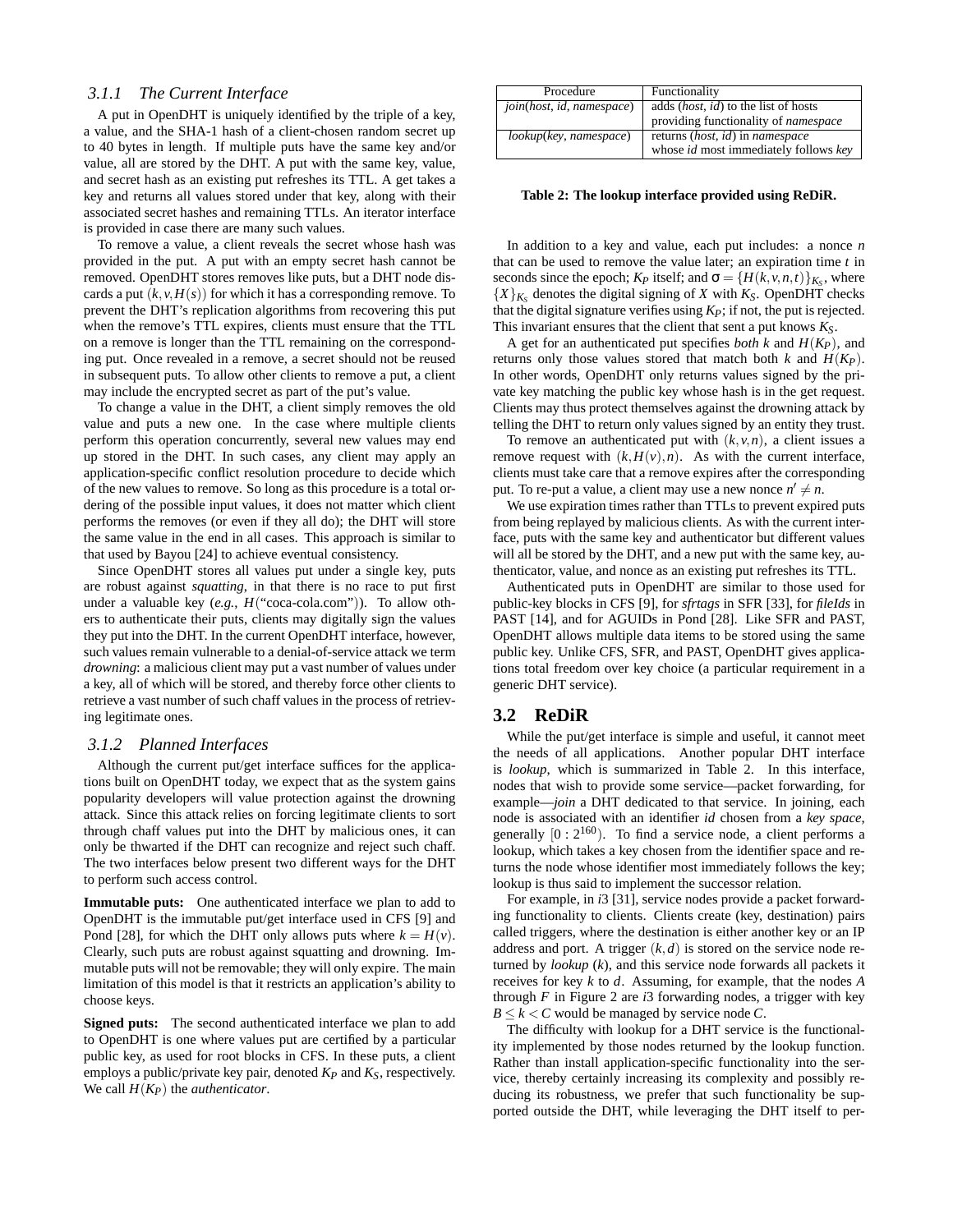### 3.1.1 The Current Interface

A put in OpenDHT is uniquely identified by the triple of a key, a value, and the SHA-1 hash of a client-chosen random secret up to 40 bytes in length. If multiple puts have the same key and/or value, all are stored by the DHT. A put with the same key, value, and secret hash as an existing put refreshes its TTL. A get takes a key and returns all values stored under that key, along with their associated secret hashes and remaining TTLs. An iterator interface is provided in case there are many such values.

To remove a value, a client reveals the secret whose hash was provided in the put. A put with an empty secret hash cannot be removed. OpenDHT stores removes like puts, but a DHT node discards a put $(k, v, H(s))$ for which it has a corresponding remove. To prevent the DHT's replication algorithms from recovering this put when the remove's TTL expires, clients must ensure that the TTL on a remove is longer than the TTL remaining on the corresponding put. Once revealed in a remove, a secret should not be reused in subsequent puts. To allow other clients to remove a put, a client may include the encrypted secret as part of the put's value.

To change a value in the DHT, a client simply removes the old value and puts a new one. In the case where multiple clients perform this operation concurrently, several new values may end up stored in the DHT. In such cases, any client may apply an application-specific conflict resolution procedure to decide which of the new values to remove. So long as this procedure is a total ordering of the possible input values, it does not matter which client performs the removes (or even if they all do); the DHT will store the same value in the end in all cases. This approach is similar to that used by Bayou [24] to achieve eventual consistency.

Since OpenDHT stores all values put under a single key, puts are robust against *squatting*, in that there is no race to put first under a valuable key (*e.g.*, $H$("coca-cola.com")). To allow others to authenticate their puts, clients may digitally sign the values they put into the DHT. In the current OpenDHT interface, however, such values remain vulnerable to a denial-of-service attack we term *drowning*: a malicious client may put a vast number of values under a key, all of which will be stored, and thereby force other clients to retrieve a vast number of such chaff values in the process of retrieving legitimate ones.

### 3.1.2 Planned Interfaces

Although the current put/get interface suffices for the applications built on OpenDHT today, we expect that as the system gains popularity developers will value protection against the drowning attack. Since this attack relies on forcing legitimate clients to sort through chaff values put into the DHT by malicious ones, it can only be thwarted if the DHT can recognize and reject such chaff. The two interfaces below present two different ways for the DHT to perform such access control.

**Immutable puts:** One authenticated interface we plan to add to OpenDHT is the immutable put/get interface used in CFS [9] and Pond [28], for which the DHT only allows puts where $k = H(v)$. Clearly, such puts are robust against squatting and drowning. Immutable puts will not be removable; they will only expire. The main limitation of this model is that it restricts an application's ability to choose keys.

**Signed puts:** The second authenticated interface we plan to add to OpenDHT is one where values put are certified by a particular public key, as used for root blocks in CFS. In these puts, a client employs a public/private key pair, denoted $K_P$ and $K_S$, respectively. We call $H(K_P)$ the *authenticator*.

In addition to a key and value, each put includes: a nonce $n$ that can be used to remove the value later; an expiration time $t$ in seconds since the epoch; $K_P$ itself; and $\sigma = \{H(k, v, n, t)\}_{K_S}$, where $\{X\}_{K_S}$ denotes the digital signing of $X$ with $K_S$. OpenDHT checks that the digital signature verifies using $K_P$; if not, the put is rejected. This invariant ensures that the client that sent a put knows $K_S$.

A get for an authenticated put specifies *both* $k$ and $H(K_P)$, and returns only those values stored that match both $k$ and $H(K_P)$. In other words, OpenDHT only returns values signed by the private key matching the public key whose hash is in the get request. Clients may thus protect themselves against the drowning attack by telling the DHT to return only values signed by an entity they trust.

To remove an authenticated put with $(k, v, n)$, a client issues a remove request with $(k, H(v), n)$. As with the current interface, clients must take care that a remove expires after the corresponding put. To re-put a value, a client may use a new nonce $n' \neq n$.

We use expiration times rather than TTLs to prevent expired puts from being replayed by malicious clients. As with the current interface, puts with the same key and authenticator but different values will all be stored by the DHT, and a new put with the same key, authenticator, value, and nonce as an existing put refreshes its TTL.

Authenticated puts in OpenDHT are similar to those used for public-key blocks in CFS [9], for *sfrtags* in SFR [33], for *fileIds* in PAST [14], and for AGUIDs in Pond [28]. Like SFR and PAST, OpenDHT allows multiple data items to be stored using the same public key. Unlike CFS, SFR, and PAST, OpenDHT gives applications total freedom over key choice (a particular requirement in a generic DHT service).

## 3.2 ReDiR

| Procedure | Functionality |
|---|---|
| *join*(*host*, *id*, *namespace*) | adds (*host*, *id*) to the list of hosts providing functionality of *namespace* |
| *lookup*(*key*, *namespace*) | returns (*host*, *id*) in *namespace* whose *id* most immediately follows *key* |

**Table 2: The lookup interface provided using ReDiR.**

While the put/get interface is simple and useful, it cannot meet the needs of all applications. Another popular DHT interface is *lookup*, which is summarized in Table 2. In this interface, nodes that wish to provide some service—packet forwarding, for example—*join* a DHT dedicated to that service. In joining, each node is associated with an identifier *id* chosen from a *key space*, generally $[0 : 2^{160})$. To find a service node, a client performs a lookup, which takes a key chosen from the identifier space and returns the node whose identifier most immediately follows the key; lookup is thus said to implement the successor relation.

For example, in *i*3 [31], service nodes provide a packet forwarding functionality to clients. Clients create (key, destination) pairs called triggers, where the destination is either another key or an IP address and port. A trigger $(k, d)$ is stored on the service node returned by *lookup* ($k$), and this service node forwards all packets it receives for key $k$ to $d$. Assuming, for example, that the nodes $A$ through $F$ in Figure 2 are *i*3 forwarding nodes, a trigger with key $B \leq k < C$ would be managed by service node $C$.

The difficulty with lookup for a DHT service is the functionality implemented by those nodes returned by the lookup function. Rather than install application-specific functionality into the service, thereby certainly increasing its complexity and possibly reducing its robustness, we prefer that such functionality be supported outside the DHT, while leveraging the DHT itself to per-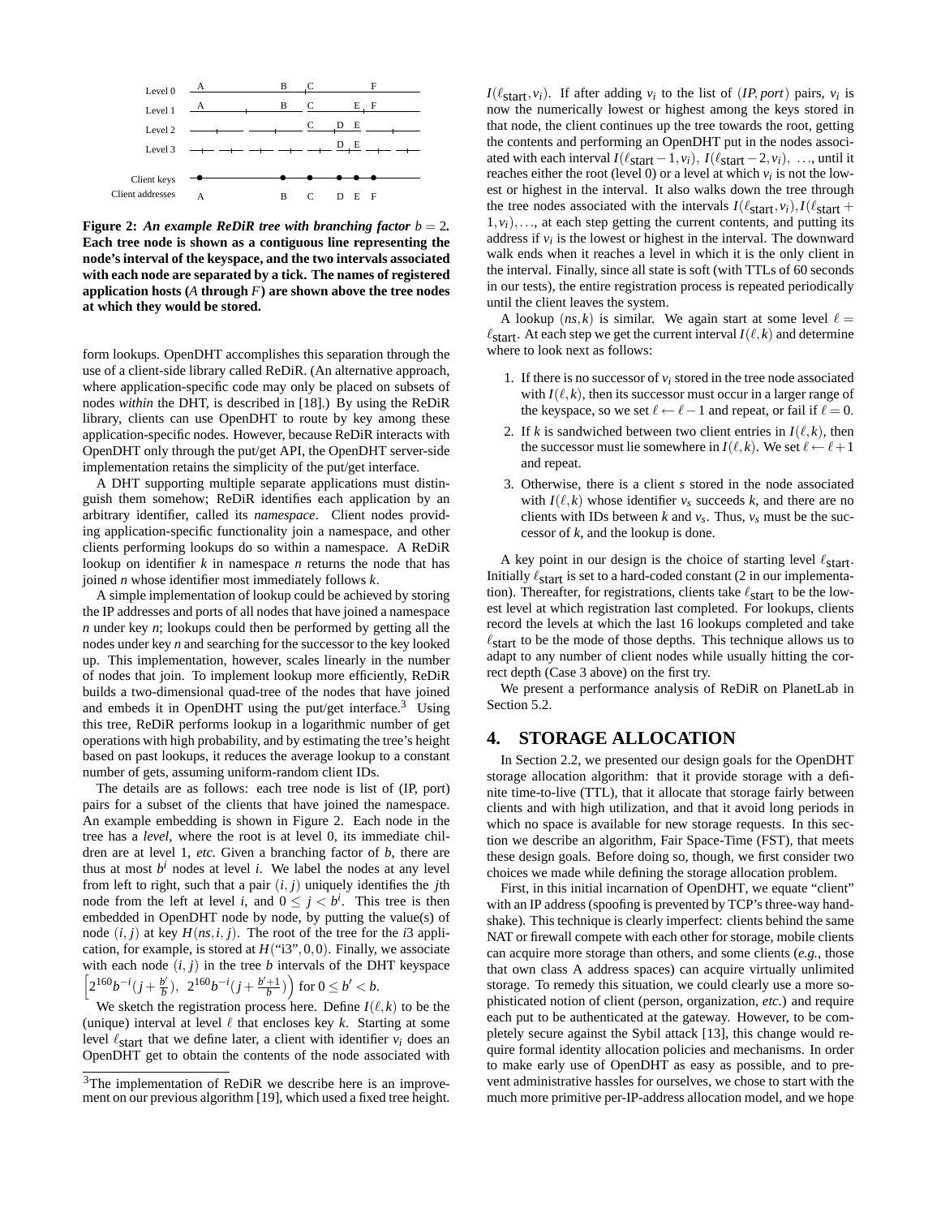Level 0
Level 1
Level 2
Level 3
Client keys
Client addresses
A B C F
A B C E F
C D E
D E
A B C D E F

**Figure 2:** ***An example ReDiR tree with branching factor*** $b = 2$**. Each tree node is shown as a contiguous line representing the node's interval of the keyspace, and the two intervals associated with each node are separated by a tick. The names of registered application hosts (*A* through *F*) are shown above the tree nodes at which they would be stored.**

form lookups. OpenDHT accomplishes this separation through the use of a client-side library called ReDiR. (An alternative approach, where application-specific code may only be placed on subsets of nodes *within* the DHT, is described in [18].) By using the ReDiR library, clients can use OpenDHT to route by key among these application-specific nodes. However, because ReDiR interacts with OpenDHT only through the put/get API, the OpenDHT server-side implementation retains the simplicity of the put/get interface.

A DHT supporting multiple separate applications must distinguish them somehow; ReDiR identifies each application by an arbitrary identifier, called its *namespace*. Client nodes providing application-specific functionality join a namespace, and other clients performing lookups do so within a namespace. A ReDiR lookup on identifier $k$ in namespace $n$ returns the node that has joined $n$ whose identifier most immediately follows $k$.

A simple implementation of lookup could be achieved by storing the IP addresses and ports of all nodes that have joined a namespace $n$ under key $n$; lookups could then be performed by getting all the nodes under key $n$ and searching for the successor to the key looked up. This implementation, however, scales linearly in the number of nodes that join. To implement lookup more efficiently, ReDiR builds a two-dimensional quad-tree of the nodes that have joined and embeds it in OpenDHT using the put/get interface.[3] Using this tree, ReDiR performs lookup in a logarithmic number of get operations with high probability, and by estimating the tree's height based on past lookups, it reduces the average lookup to a constant number of gets, assuming uniform-random client IDs.

The details are as follows: each tree node is list of (IP, port) pairs for a subset of the clients that have joined the namespace. An example embedding is shown in Figure 2. Each node in the tree has a *level*, where the root is at level 0, its immediate children are at level 1, *etc.* Given a branching factor of $b$, there are thus at most $b^i$ nodes at level $i$. We label the nodes at any level from left to right, such that a pair $(i, j)$ uniquely identifies the $j$th node from the left at level $i$, and $0 \leq j < b^i$. This tree is then embedded in OpenDHT node by node, by putting the value(s) of node $(i, j)$ at key $H(ns, i, j)$. The root of the tree for the *i*3 application, for example, is stored at $H(\text{"i3"}, 0, 0)$. Finally, we associate with each node $(i, j)$ in the tree $b$ intervals of the DHT keyspace $\left[2^{160}b^{-i}(j + \frac{b'}{b}),\ 2^{160}b^{-i}(j + \frac{b'+1}{b})\right)$ for $0 \leq b' < b$.

We sketch the registration process here. Define $I(\ell, k)$ to be the (unique) interval at level $\ell$ that encloses key $k$. Starting at some level $\ell_{\text{start}}$ that we define later, a client with identifier $v_i$ does an OpenDHT get to obtain the contents of the node associated with $I(\ell_{\text{start}}, v_i)$. If after adding $v_i$ to the list of $(IP, port)$ pairs, $v_i$ is now the numerically lowest or highest among the keys stored in that node, the client continues up the tree towards the root, getting the contents and performing an OpenDHT put in the nodes associated with each interval $I(\ell_{\text{start}} - 1, v_i),\ I(\ell_{\text{start}} - 2, v_i),\ \ldots$, until it reaches either the root (level 0) or a level at which $v_i$ is not the lowest or highest in the interval. It also walks down the tree through the tree nodes associated with the intervals $I(\ell_{\text{start}}, v_i), I(\ell_{\text{start}} + 1, v_i), \ldots$, at each step getting the current contents, and putting its address if $v_i$ is the lowest or highest in the interval. The downward walk ends when it reaches a level in which it is the only client in the interval. Finally, since all state is soft (with TTLs of 60 seconds in our tests), the entire registration process is repeated periodically until the client leaves the system.

A lookup $(ns, k)$ is similar. We again start at some level $\ell = \ell_{\text{start}}$. At each step we get the current interval $I(\ell, k)$ and determine where to look next as follows:

1. If there is no successor of $v_i$ stored in the tree node associated with $I(\ell, k)$, then its successor must occur in a larger range of the keyspace, so we set $\ell \leftarrow \ell - 1$ and repeat, or fail if $\ell = 0$.
2. If $k$ is sandwiched between two client entries in $I(\ell, k)$, then the successor must lie somewhere in $I(\ell, k)$. We set $\ell \leftarrow \ell + 1$ and repeat.
3. Otherwise, there is a client $s$ stored in the node associated with $I(\ell, k)$ whose identifier $v_s$ succeeds $k$, and there are no clients with IDs between $k$ and $v_s$. Thus, $v_s$ must be the successor of $k$, and the lookup is done.

A key point in our design is the choice of starting level $\ell_{\text{start}}$. Initially $\ell_{\text{start}}$ is set to a hard-coded constant (2 in our implementation). Thereafter, for registrations, clients take $\ell_{\text{start}}$ to be the lowest level at which registration last completed. For lookups, clients record the levels at which the last 16 lookups completed and take $\ell_{\text{start}}$ to be the mode of those depths. This technique allows us to adapt to any number of client nodes while usually hitting the correct depth (Case 3 above) on the first try.

We present a performance analysis of ReDiR on PlanetLab in Section 5.2.

# 4. STORAGE ALLOCATION

In Section 2.2, we presented our design goals for the OpenDHT storage allocation algorithm: that it provide storage with a definite time-to-live (TTL), that it allocate that storage fairly between clients and with high utilization, and that it avoid long periods in which no space is available for new storage requests. In this section we describe an algorithm, Fair Space-Time (FST), that meets these design goals. Before doing so, though, we first consider two choices we made while defining the storage allocation problem.

First, in this initial incarnation of OpenDHT, we equate "client" with an IP address (spoofing is prevented by TCP's three-way handshake). This technique is clearly imperfect: clients behind the same NAT or firewall compete with each other for storage, mobile clients can acquire more storage than others, and some clients (*e.g.*, those that own class A address spaces) can acquire virtually unlimited storage. To remedy this situation, we could clearly use a more sophisticated notion of client (person, organization, *etc.*) and require each put to be authenticated at the gateway. However, to be completely secure against the Sybil attack [13], this change would require formal identity allocation policies and mechanisms. In order to make early use of OpenDHT as easy as possible, and to prevent administrative hassles for ourselves, we chose to start with the much more primitive per-IP-address allocation model, and we hope

[3]The implementation of ReDiR we describe here is an improvement on our previous algorithm [19], which used a fixed tree height.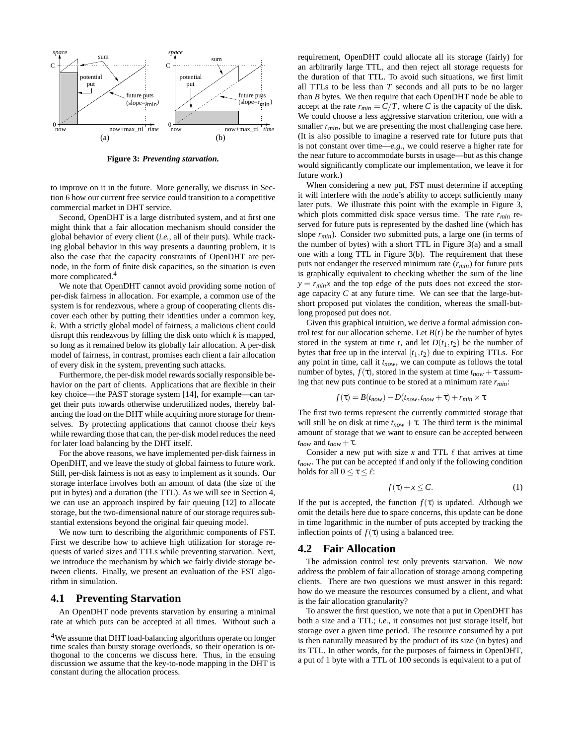**Figure 3: *Preventing starvation.***

to improve on it in the future. More generally, we discuss in Section 6 how our current free service could transition to a competitive commercial market in DHT service.

Second, OpenDHT is a large distributed system, and at first one might think that a fair allocation mechanism should consider the global behavior of every client (*i.e.,* all of their puts). While tracking global behavior in this way presents a daunting problem, it is also the case that the capacity constraints of OpenDHT are per-node, in the form of finite disk capacities, so the situation is even more complicated.[4]

We note that OpenDHT cannot avoid providing some notion of per-disk fairness in allocation. For example, a common use of the system is for rendezvous, where a group of cooperating clients discover each other by putting their identities under a common key, $k$. With a strictly global model of fairness, a malicious client could disrupt this rendezvous by filling the disk onto which $k$ is mapped, so long as it remained below its globally fair allocation. A per-disk model of fairness, in contrast, promises each client a fair allocation of every disk in the system, preventing such attacks.

Furthermore, the per-disk model rewards socially responsible behavior on the part of clients. Applications that are flexible in their key choice—the PAST storage system [14], for example—can target their puts towards otherwise underutilized nodes, thereby balancing the load on the DHT while acquiring more storage for themselves. By protecting applications that cannot choose their keys while rewarding those that can, the per-disk model reduces the need for later load balancing by the DHT itself.

For the above reasons, we have implemented per-disk fairness in OpenDHT, and we leave the study of global fairness to future work. Still, per-disk fairness is not as easy to implement as it sounds. Our storage interface involves both an amount of data (the size of the put in bytes) and a duration (the TTL). As we will see in Section 4, we can use an approach inspired by fair queuing [12] to allocate storage, but the two-dimensional nature of our storage requires substantial extensions beyond the original fair queuing model.

We now turn to describing the algorithmic components of FST. First we describe how to achieve high utilization for storage requests of varied sizes and TTLs while preventing starvation. Next, we introduce the mechanism by which we fairly divide storage between clients. Finally, we present an evaluation of the FST algorithm in simulation.

## 4.1 Preventing Starvation

An OpenDHT node prevents starvation by ensuring a minimal rate at which puts can be accepted at all times. Without such a requirement, OpenDHT could allocate all its storage (fairly) for an arbitrarily large TTL, and then reject all storage requests for the duration of that TTL. To avoid such situations, we first limit all TTLs to be less than $T$ seconds and all puts to be no larger than $B$ bytes. We then require that each OpenDHT node be able to accept at the rate $r_{min} = C/T$, where $C$ is the capacity of the disk. We could choose a less aggressive starvation criterion, one with a smaller $r_{min}$, but we are presenting the most challenging case here. (It is also possible to imagine a reserved rate for future puts that is not constant over time—*e.g.,* we could reserve a higher rate for the near future to accommodate bursts in usage—but as this change would significantly complicate our implementation, we leave it for future work.)

When considering a new put, FST must determine if accepting it will interfere with the node's ability to accept sufficiently many later puts. We illustrate this point with the example in Figure 3, which plots committed disk space versus time. The rate $r_{min}$ reserved for future puts is represented by the dashed line (which has slope $r_{min}$). Consider two submitted puts, a large one (in terms of the number of bytes) with a short TTL in Figure 3(a) and a small one with a long TTL in Figure 3(b). The requirement that these puts not endanger the reserved minimum rate ($r_{min}$) for future puts is graphically equivalent to checking whether the sum of the line $y = r_{min}x$ and the top edge of the puts does not exceed the storage capacity $C$ at any future time. We can see that the large-but-short proposed put violates the condition, whereas the small-but-long proposed put does not.

Given this graphical intuition, we derive a formal admission control test for our allocation scheme. Let $B(t)$ be the number of bytes stored in the system at time $t$, and let $D(t_1,t_2)$ be the number of bytes that free up in the interval $[t_1,t_2)$ due to expiring TTLs. For any point in time, call it $t_{now}$, we can compute as follows the total number of bytes, $f(\tau)$, stored in the system at time $t_{now}+\tau$ assuming that new puts continue to be stored at a minimum rate $r_{min}$:

$$f(\tau) = B(t_{now}) - D(t_{now}, t_{now}+\tau) + r_{min} \times \tau$$

The first two terms represent the currently committed storage that will still be on disk at time $t_{now}+\tau$. The third term is the minimal amount of storage that we want to ensure can be accepted between $t_{now}$ and $t_{now}+\tau$.

Consider a new put with size $x$ and TTL $\ell$ that arrives at time $t_{now}$. The put can be accepted if and only if the following condition holds for all $0 \le \tau \le \ell$:

$$f(\tau) + x \le C. \qquad (1)$$

If the put is accepted, the function $f(\tau)$ is updated. Although we omit the details here due to space concerns, this update can be done in time logarithmic in the number of puts accepted by tracking the inflection points of $f(\tau)$ using a balanced tree.

## 4.2 Fair Allocation

The admission control test only prevents starvation. We now address the problem of fair allocation of storage among competing clients. There are two questions we must answer in this regard: how do we measure the resources consumed by a client, and what is the fair allocation granularity?

To answer the first question, we note that a put in OpenDHT has both a size and a TTL; *i.e.,* it consumes not just storage itself, but storage over a given time period. The resource consumed by a put is then naturally measured by the product of its size (in bytes) and its TTL. In other words, for the purposes of fairness in OpenDHT, a put of 1 byte with a TTL of 100 seconds is equivalent to a put of

[4] We assume that DHT load-balancing algorithms operate on longer time scales than bursty storage overloads, so their operation is orthogonal to the concerns we discuss here. Thus, in the ensuing discussion we assume that the key-to-node mapping in the DHT is constant during the allocation process.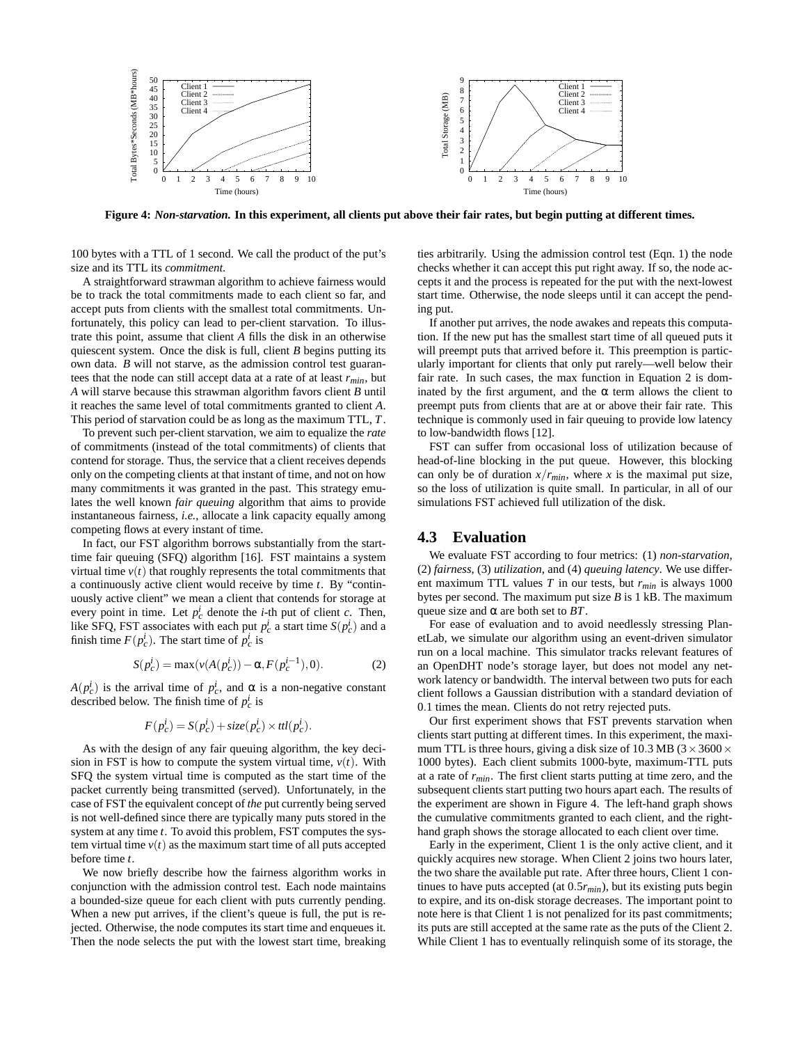Figure 4: ***Non-starvation.*** **In this experiment, all clients put above their fair rates, but begin putting at different times.**

100 bytes with a TTL of 1 second. We call the product of the put's size and its TTL its *commitment*.

A straightforward strawman algorithm to achieve fairness would be to track the total commitments made to each client so far, and accept puts from clients with the smallest total commitments. Unfortunately, this policy can lead to per-client starvation. To illustrate this point, assume that client *A* fills the disk in an otherwise quiescent system. Once the disk is full, client *B* begins putting its own data. *B* will not starve, as the admission control test guarantees that the node can still accept data at a rate of at least $r_{min}$, but *A* will starve because this strawman algorithm favors client *B* until it reaches the same level of total commitments granted to client *A*. This period of starvation could be as long as the maximum TTL, $T$.

To prevent such per-client starvation, we aim to equalize the *rate* of commitments (instead of the total commitments) of clients that contend for storage. Thus, the service that a client receives depends only on the competing clients at that instant of time, and not on how many commitments it was granted in the past. This strategy emulates the well known *fair queuing* algorithm that aims to provide instantaneous fairness, *i.e.*, allocate a link capacity equally among competing flows at every instant of time.

In fact, our FST algorithm borrows substantially from the start-time fair queuing (SFQ) algorithm [16]. FST maintains a system virtual time $v(t)$ that roughly represents the total commitments that a continuously active client would receive by time $t$. By "continuously active client" we mean a client that contends for storage at every point in time. Let $p_c^i$ denote the $i$-th put of client $c$. Then, like SFQ, FST associates with each put $p_c^i$ a start time $S(p_c^i)$ and a finish time $F(p_c^i)$. The start time of $p_c^i$ is

$$S(p_c^i) = \max(v(A(p_c^i)) - \alpha, F(p_c^{i-1}), 0). \tag{2}$$

$A(p_c^i)$ is the arrival time of $p_c^i$, and $\alpha$ is a non-negative constant described below. The finish time of $p_c^i$ is

$$F(p_c^i) = S(p_c^i) + size(p_c^i) \times ttl(p_c^i).$$

As with the design of any fair queuing algorithm, the key decision in FST is how to compute the system virtual time, $v(t)$. With SFQ the system virtual time is computed as the start time of the packet currently being transmitted (served). Unfortunately, in the case of FST the equivalent concept of *the* put currently being served is not well-defined since there are typically many puts stored in the system at any time $t$. To avoid this problem, FST computes the system virtual time $v(t)$ as the maximum start time of all puts accepted before time $t$.

We now briefly describe how the fairness algorithm works in conjunction with the admission control test. Each node maintains a bounded-size queue for each client with puts currently pending. When a new put arrives, if the client's queue is full, the put is rejected. Otherwise, the node computes its start time and enqueues it. Then the node selects the put with the lowest start time, breaking ties arbitrarily. Using the admission control test (Eqn. 1) the node checks whether it can accept this put right away. If so, the node accepts it and the process is repeated for the put with the next-lowest start time. Otherwise, the node sleeps until it can accept the pending put.

If another put arrives, the node awakes and repeats this computation. If the new put has the smallest start time of all queued puts it will preempt puts that arrived before it. This preemption is particularly important for clients that only put rarely—well below their fair rate. In such cases, the max function in Equation 2 is dominated by the first argument, and the $\alpha$ term allows the client to preempt puts from clients that are at or above their fair rate. This technique is commonly used in fair queuing to provide low latency to low-bandwidth flows [12].

FST can suffer from occasional loss of utilization because of head-of-line blocking in the put queue. However, this blocking can only be of duration $x/r_{min}$, where $x$ is the maximal put size, so the loss of utilization is quite small. In particular, in all of our simulations FST achieved full utilization of the disk.

### 4.3 Evaluation

We evaluate FST according to four metrics: (1) *non-starvation*, (2) *fairness*, (3) *utilization*, and (4) *queuing latency*. We use different maximum TTL values $T$ in our tests, but $r_{min}$ is always 1000 bytes per second. The maximum put size $B$ is 1 kB. The maximum queue size and $\alpha$ are both set to $BT$.

For ease of evaluation and to avoid needlessly stressing PlanetLab, we simulate our algorithm using an event-driven simulator run on a local machine. This simulator tracks relevant features of an OpenDHT node's storage layer, but does not model any network latency or bandwidth. The interval between two puts for each client follows a Gaussian distribution with a standard deviation of 0.1 times the mean. Clients do not retry rejected puts.

Our first experiment shows that FST prevents starvation when clients start putting at different times. In this experiment, the maximum TTL is three hours, giving a disk size of 10.3 MB ($3 \times 3600 \times 1000$ bytes). Each client submits 1000-byte, maximum-TTL puts at a rate of $r_{min}$. The first client starts putting at time zero, and the subsequent clients start putting two hours apart each. The results of the experiment are shown in Figure 4. The left-hand graph shows the cumulative commitments granted to each client, and the right-hand graph shows the storage allocated to each client over time.

Early in the experiment, Client 1 is the only active client, and it quickly acquires new storage. When Client 2 joins two hours later, the two share the available put rate. After three hours, Client 1 continues to have puts accepted (at $0.5r_{min}$), but its existing puts begin to expire, and its on-disk storage decreases. The important point to note here is that Client 1 is not penalized for its past commitments; its puts are still accepted at the same rate as the puts of the Client 2. While Client 1 has to eventually relinquish some of its storage, the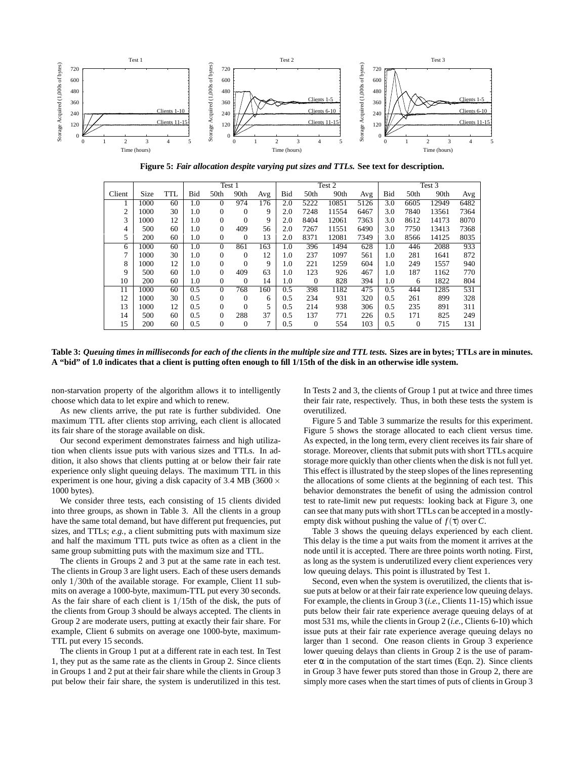Figure 5: ***Fair allocation despite varying put sizes and TTLs.*** **See text for description.**

| Client | Size | TTL | Test 1 | | | | Test 2 | | | | Test 3 | | | |
|---|---|---|---|---|---|---|---|---|---|---|---|---|---|---|
| | | | Bid | 50th | 90th | Avg | Bid | 50th | 90th | Avg | Bid | 50th | 90th | Avg |
| 1 | 1000 | 60 | 1.0 | 0 | 974 | 176 | 2.0 | 5222 | 10851 | 5126 | 3.0 | 6605 | 12949 | 6482 |
| 2 | 1000 | 30 | 1.0 | 0 | 0 | 9 | 2.0 | 7248 | 11554 | 6467 | 3.0 | 7840 | 13561 | 7364 |
| 3 | 1000 | 12 | 1.0 | 0 | 0 | 9 | 2.0 | 8404 | 12061 | 7363 | 3.0 | 8612 | 14173 | 8070 |
| 4 | 500 | 60 | 1.0 | 0 | 409 | 56 | 2.0 | 7267 | 11551 | 6490 | 3.0 | 7750 | 13413 | 7368 |
| 5 | 200 | 60 | 1.0 | 0 | 0 | 13 | 2.0 | 8371 | 12081 | 7349 | 3.0 | 8566 | 14125 | 8035 |
| 6 | 1000 | 60 | 1.0 | 0 | 861 | 163 | 1.0 | 396 | 1494 | 628 | 1.0 | 446 | 2088 | 933 |
| 7 | 1000 | 30 | 1.0 | 0 | 0 | 12 | 1.0 | 237 | 1097 | 561 | 1.0 | 281 | 1641 | 872 |
| 8 | 1000 | 12 | 1.0 | 0 | 0 | 9 | 1.0 | 221 | 1259 | 604 | 1.0 | 249 | 1557 | 940 |
| 9 | 500 | 60 | 1.0 | 0 | 409 | 63 | 1.0 | 123 | 926 | 467 | 1.0 | 187 | 1162 | 770 |
| 10 | 200 | 60 | 1.0 | 0 | 0 | 14 | 1.0 | 0 | 828 | 394 | 1.0 | 6 | 1822 | 804 |
| 11 | 1000 | 60 | 0.5 | 0 | 768 | 160 | 0.5 | 398 | 1182 | 475 | 0.5 | 444 | 1285 | 531 |
| 12 | 1000 | 30 | 0.5 | 0 | 0 | 6 | 0.5 | 234 | 931 | 320 | 0.5 | 261 | 899 | 328 |
| 13 | 1000 | 12 | 0.5 | 0 | 0 | 5 | 0.5 | 214 | 938 | 306 | 0.5 | 235 | 891 | 311 |
| 14 | 500 | 60 | 0.5 | 0 | 288 | 37 | 0.5 | 137 | 771 | 226 | 0.5 | 171 | 825 | 249 |
| 15 | 200 | 60 | 0.5 | 0 | 0 | 7 | 0.5 | 0 | 554 | 103 | 0.5 | 0 | 715 | 131 |

**Table 3:** ***Queuing times in milliseconds for each of the clients in the multiple size and TTL tests.*** **Sizes are in bytes; TTLs are in minutes. A "bid" of 1.0 indicates that a client is putting often enough to fill 1/15th of the disk in an otherwise idle system.**

non-starvation property of the algorithm allows it to intelligently choose which data to let expire and which to renew.

As new clients arrive, the put rate is further subdivided. One maximum TTL after clients stop arriving, each client is allocated its fair share of the storage available on disk.

Our second experiment demonstrates fairness and high utilization when clients issue puts with various sizes and TTLs. In addition, it also shows that clients putting at or below their fair rate experience only slight queuing delays. The maximum TTL in this experiment is one hour, giving a disk capacity of 3.4 MB ($3600 \times 1000$ bytes).

We consider three tests, each consisting of 15 clients divided into three groups, as shown in Table 3. All the clients in a group have the same total demand, but have different put frequencies, put sizes, and TTLs; *e.g.*, a client submitting puts with maximum size and half the maximum TTL puts twice as often as a client in the same group submitting puts with the maximum size and TTL.

The clients in Groups 2 and 3 put at the same rate in each test. The clients in Group 3 are light users. Each of these users demands only $1/30$th of the available storage. For example, Client 11 submits on average a 1000-byte, maximum-TTL put every 30 seconds. As the fair share of each client is $1/15$th of the disk, the puts of the clients from Group 3 should be always accepted. The clients in Group 2 are moderate users, putting at exactly their fair share. For example, Client 6 submits on average one 1000-byte, maximum-TTL put every 15 seconds.

The clients in Group 1 put at a different rate in each test. In Test 1, they put as the same rate as the clients in Group 2. Since clients in Groups 1 and 2 put at their fair share while the clients in Group 3 put below their fair share, the system is underutilized in this test. In Tests 2 and 3, the clients of Group 1 put at twice and three times their fair rate, respectively. Thus, in both these tests the system is overutilized.

Figure 5 and Table 3 summarize the results for this experiment. Figure 5 shows the storage allocated to each client versus time. As expected, in the long term, every client receives its fair share of storage. Moreover, clients that submit puts with short TTLs acquire storage more quickly than other clients when the disk is not full yet. This effect is illustrated by the steep slopes of the lines representing the allocations of some clients at the beginning of each test. This behavior demonstrates the benefit of using the admission control test to rate-limit new put requests: looking back at Figure 3, one can see that many puts with short TTLs can be accepted in a mostly-empty disk without pushing the value of $f(\tau)$ over $C$.

Table 3 shows the queuing delays experienced by each client. This delay is the time a put waits from the moment it arrives at the node until it is accepted. There are three points worth noting. First, as long as the system is underutilized every client experiences very low queuing delays. This point is illustrated by Test 1.

Second, even when the system is overutilized, the clients that issue puts at below or at their fair rate experience low queuing delays. For example, the clients in Group 3 (*i.e.*, Clients 11-15) which issue puts below their fair rate experience average queuing delays of at most 531 ms, while the clients in Group 2 (*i.e.*, Clients 6-10) which issue puts at their fair rate experience average queuing delays no larger than 1 second. One reason clients in Group 3 experience lower queuing delays than clients in Group 2 is the use of parameter $\alpha$ in the computation of the start times (Eqn. 2). Since clients in Group 3 have fewer puts stored than those in Group 2, there are simply more cases when the start times of puts of clients in Group 3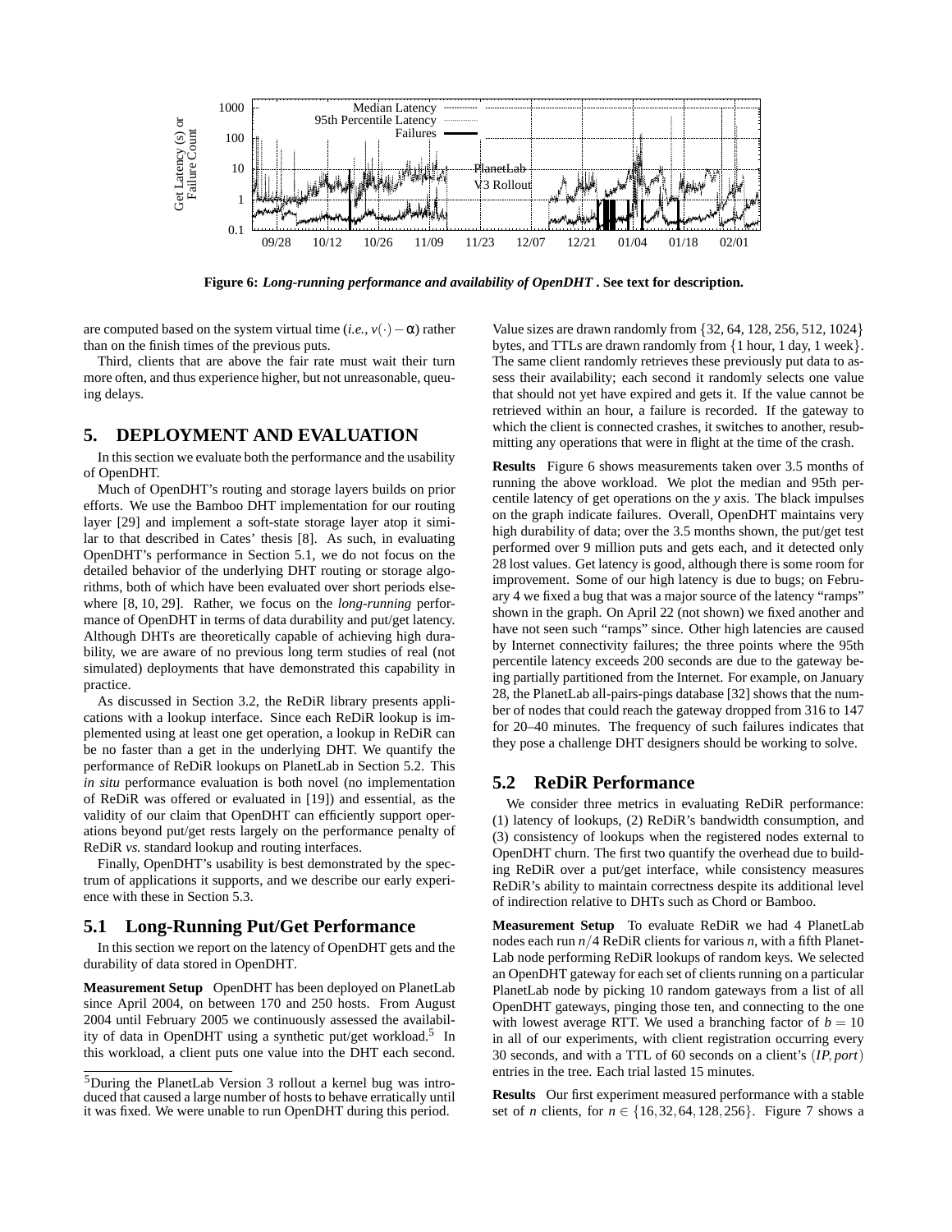**Figure 6: *Long-running performance and availability of OpenDHT* . See text for description.**

are computed based on the system virtual time (*i.e.*, $v(\cdot) - \alpha$) rather than on the finish times of the previous puts.

Third, clients that are above the fair rate must wait their turn more often, and thus experience higher, but not unreasonable, queuing delays.

# 5. DEPLOYMENT AND EVALUATION

In this section we evaluate both the performance and the usability of OpenDHT.

Much of OpenDHT's routing and storage layers builds on prior efforts. We use the Bamboo DHT implementation for our routing layer [29] and implement a soft-state storage layer atop it similar to that described in Cates' thesis [8]. As such, in evaluating OpenDHT's performance in Section 5.1, we do not focus on the detailed behavior of the underlying DHT routing or storage algorithms, both of which have been evaluated over short periods elsewhere [8, 10, 29]. Rather, we focus on the *long-running* performance of OpenDHT in terms of data durability and put/get latency. Although DHTs are theoretically capable of achieving high durability, we are aware of no previous long term studies of real (not simulated) deployments that have demonstrated this capability in practice.

As discussed in Section 3.2, the ReDiR library presents applications with a lookup interface. Since each ReDiR lookup is implemented using at least one get operation, a lookup in ReDiR can be no faster than a get in the underlying DHT. We quantify the performance of ReDiR lookups on PlanetLab in Section 5.2. This *in situ* performance evaluation is both novel (no implementation of ReDiR was offered or evaluated in [19]) and essential, as the validity of our claim that OpenDHT can efficiently support operations beyond put/get rests largely on the performance penalty of ReDiR *vs.* standard lookup and routing interfaces.

Finally, OpenDHT's usability is best demonstrated by the spectrum of applications it supports, and we describe our early experience with these in Section 5.3.

## 5.1 Long-Running Put/Get Performance

In this section we report on the latency of OpenDHT gets and the durability of data stored in OpenDHT.

**Measurement Setup** OpenDHT has been deployed on PlanetLab since April 2004, on between 170 and 250 hosts. From August 2004 until February 2005 we continuously assessed the availability of data in OpenDHT using a synthetic put/get workload.[5] In this workload, a client puts one value into the DHT each second. Value sizes are drawn randomly from $\{32, 64, 128, 256, 512, 1024\}$ bytes, and TTLs are drawn randomly from $\{1 \text{ hour}, 1 \text{ day}, 1 \text{ week}\}$. The same client randomly retrieves these previously put data to assess their availability; each second it randomly selects one value that should not yet have expired and gets it. If the value cannot be retrieved within an hour, a failure is recorded. If the gateway to which the client is connected crashes, it switches to another, resubmitting any operations that were in flight at the time of the crash.

**Results** Figure 6 shows measurements taken over 3.5 months of running the above workload. We plot the median and 95th percentile latency of get operations on the *y* axis. The black impulses on the graph indicate failures. Overall, OpenDHT maintains very high durability of data; over the 3.5 months shown, the put/get test performed over 9 million puts and gets each, and it detected only 28 lost values. Get latency is good, although there is some room for improvement. Some of our high latency is due to bugs; on February 4 we fixed a bug that was a major source of the latency "ramps" shown in the graph. On April 22 (not shown) we fixed another and have not seen such "ramps" since. Other high latencies are caused by Internet connectivity failures; the three points where the 95th percentile latency exceeds 200 seconds are due to the gateway being partially partitioned from the Internet. For example, on January 28, the PlanetLab all-pairs-pings database [32] shows that the number of nodes that could reach the gateway dropped from 316 to 147 for 20–40 minutes. The frequency of such failures indicates that they pose a challenge DHT designers should be working to solve.

## 5.2 ReDiR Performance

We consider three metrics in evaluating ReDiR performance: (1) latency of lookups, (2) ReDiR's bandwidth consumption, and (3) consistency of lookups when the registered nodes external to OpenDHT churn. The first two quantify the overhead due to building ReDiR over a put/get interface, while consistency measures ReDiR's ability to maintain correctness despite its additional level of indirection relative to DHTs such as Chord or Bamboo.

**Measurement Setup** To evaluate ReDiR we had 4 PlanetLab nodes each run $n/4$ ReDiR clients for various $n$, with a fifth PlanetLab node performing ReDiR lookups of random keys. We selected an OpenDHT gateway for each set of clients running on a particular PlanetLab node by picking 10 random gateways from a list of all OpenDHT gateways, pinging those ten, and connecting to the one with lowest average RTT. We used a branching factor of $b = 10$ in all of our experiments, with client registration occurring every 30 seconds, and with a TTL of 60 seconds on a client's $(IP, port)$ entries in the tree. Each trial lasted 15 minutes.

**Results** Our first experiment measured performance with a stable set of $n$ clients, for $n \in \{16, 32, 64, 128, 256\}$. Figure 7 shows a

[5] During the PlanetLab Version 3 rollout a kernel bug was introduced that caused a large number of hosts to behave erratically until it was fixed. We were unable to run OpenDHT during this period.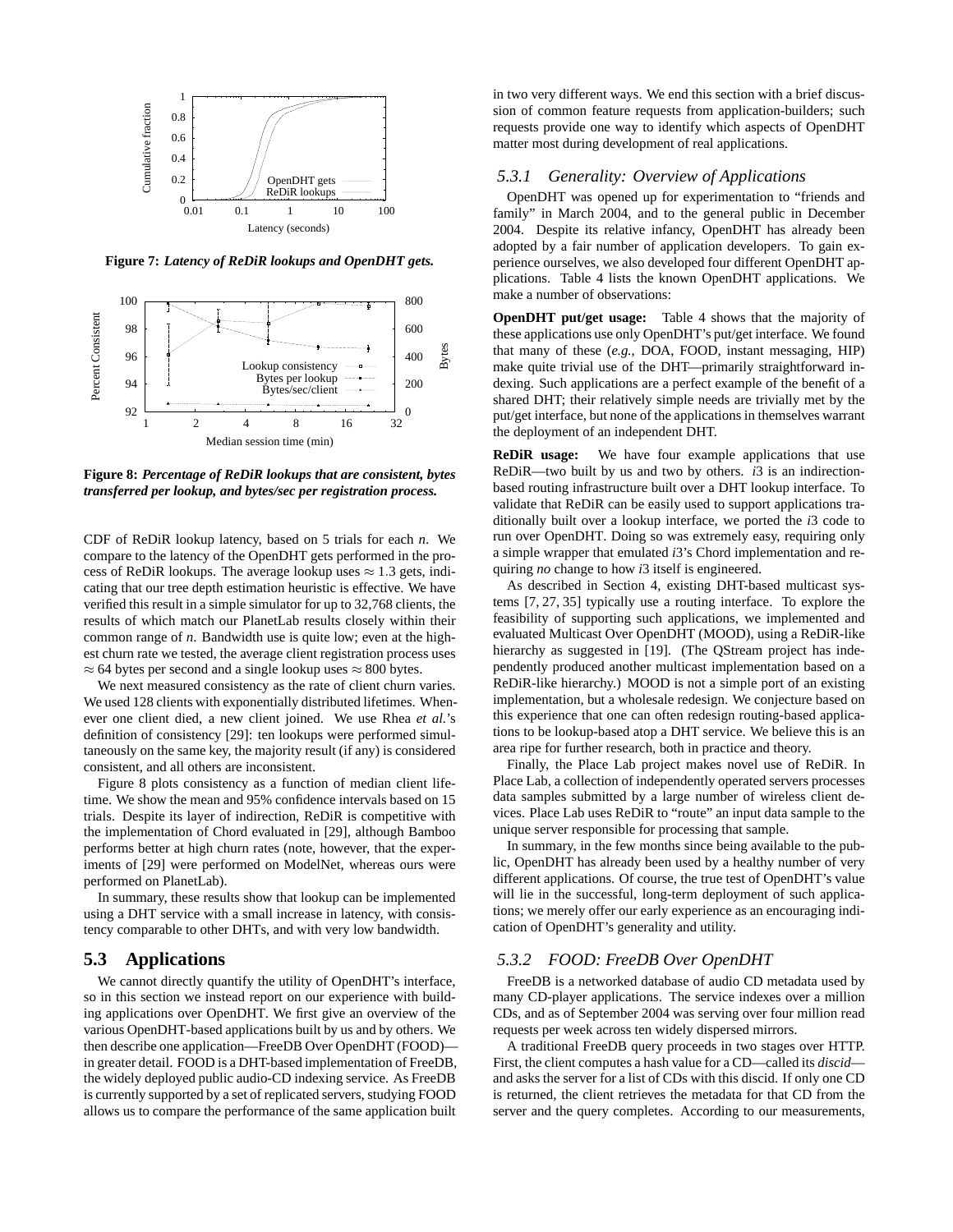**Figure 7:** ***Latency of ReDiR lookups and OpenDHT gets.***

**Figure 8:** ***Percentage of ReDiR lookups that are consistent, bytes transferred per lookup, and bytes/sec per registration process.***

CDF of ReDiR lookup latency, based on 5 trials for each $n$. We compare to the latency of the OpenDHT gets performed in the process of ReDiR lookups. The average lookup uses $\approx 1.3$ gets, indicating that our tree depth estimation heuristic is effective. We have verified this result in a simple simulator for up to 32,768 clients, the results of which match our PlanetLab results closely within their common range of $n$. Bandwidth use is quite low; even at the highest churn rate we tested, the average client registration process uses $\approx 64$ bytes per second and a single lookup uses $\approx 800$ bytes.

We next measured consistency as the rate of client churn varies. We used 128 clients with exponentially distributed lifetimes. Whenever one client died, a new client joined. We use Rhea *et al.*'s definition of consistency [29]: ten lookups were performed simultaneously on the same key, the majority result (if any) is considered consistent, and all others are inconsistent.

Figure 8 plots consistency as a function of median client lifetime. We show the mean and 95% confidence intervals based on 15 trials. Despite its layer of indirection, ReDiR is competitive with the implementation of Chord evaluated in [29], although Bamboo performs better at high churn rates (note, however, that the experiments of [29] were performed on ModelNet, whereas ours were performed on PlanetLab).

In summary, these results show that lookup can be implemented using a DHT service with a small increase in latency, with consistency comparable to other DHTs, and with very low bandwidth.

## 5.3 Applications

We cannot directly quantify the utility of OpenDHT's interface, so in this section we instead report on our experience with building applications over OpenDHT. We first give an overview of the various OpenDHT-based applications built by us and by others. We then describe one application—FreeDB Over OpenDHT (FOOD)—in greater detail. FOOD is a DHT-based implementation of FreeDB, the widely deployed public audio-CD indexing service. As FreeDB is currently supported by a set of replicated servers, studying FOOD allows us to compare the performance of the same application built in two very different ways. We end this section with a brief discussion of common feature requests from application-builders; such requests provide one way to identify which aspects of OpenDHT matter most during development of real applications.

### *5.3.1 Generality: Overview of Applications*

OpenDHT was opened up for experimentation to "friends and family" in March 2004, and to the general public in December 2004. Despite its relative infancy, OpenDHT has already been adopted by a fair number of application developers. To gain experience ourselves, we also developed four different OpenDHT applications. Table 4 lists the known OpenDHT applications. We make a number of observations:

**OpenDHT put/get usage:** Table 4 shows that the majority of these applications use only OpenDHT's put/get interface. We found that many of these (*e.g.*, DOA, FOOD, instant messaging, HIP) make quite trivial use of the DHT—primarily straightforward indexing. Such applications are a perfect example of the benefit of a shared DHT; their relatively simple needs are trivially met by the put/get interface, but none of the applications in themselves warrant the deployment of an independent DHT.

**ReDiR usage:** We have four example applications that use ReDiR—two built by us and two by others. *i*3 is an indirection-based routing infrastructure built over a DHT lookup interface. To validate that ReDiR can be easily used to support applications traditionally built over a lookup interface, we ported the *i*3 code to run over OpenDHT. Doing so was extremely easy, requiring only a simple wrapper that emulated *i*3's Chord implementation and requiring *no* change to how *i*3 itself is engineered.

As described in Section 4, existing DHT-based multicast systems [7, 27, 35] typically use a routing interface. To explore the feasibility of supporting such applications, we implemented and evaluated Multicast Over OpenDHT (MOOD), using a ReDiR-like hierarchy as suggested in [19]. (The QStream project has independently produced another multicast implementation based on a ReDiR-like hierarchy.) MOOD is not a simple port of an existing implementation, but a wholesale redesign. We conjecture based on this experience that one can often redesign routing-based applications to be lookup-based atop a DHT service. We believe this is an area ripe for further research, both in practice and theory.

Finally, the Place Lab project makes novel use of ReDiR. In Place Lab, a collection of independently operated servers processes data samples submitted by a large number of wireless client devices. Place Lab uses ReDiR to "route" an input data sample to the unique server responsible for processing that sample.

In summary, in the few months since being available to the public, OpenDHT has already been used by a healthy number of very different applications. Of course, the true test of OpenDHT's value will lie in the successful, long-term deployment of such applications; we merely offer our early experience as an encouraging indication of OpenDHT's generality and utility.

### *5.3.2 FOOD: FreeDB Over OpenDHT*

FreeDB is a networked database of audio CD metadata used by many CD-player applications. The service indexes over a million CDs, and as of September 2004 was serving over four million read requests per week across ten widely dispersed mirrors.

A traditional FreeDB query proceeds in two stages over HTTP. First, the client computes a hash value for a CD—called its *discid*—and asks the server for a list of CDs with this discid. If only one CD is returned, the client retrieves the metadata for that CD from the server and the query completes. According to our measurements,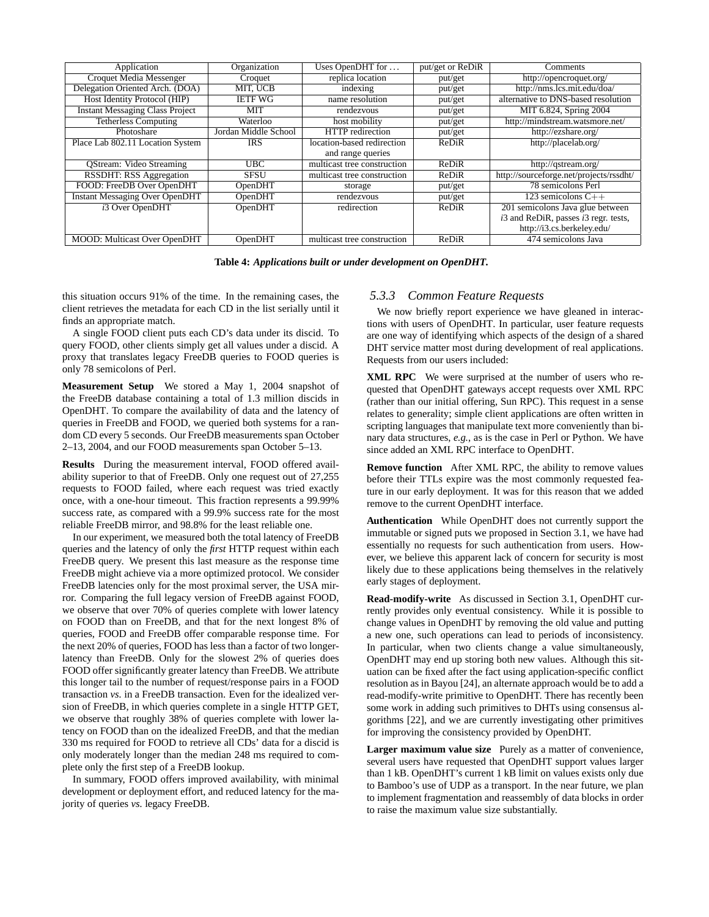| Application | Organization | Uses OpenDHT for ... | put/get or ReDiR | Comments |
|---|---|---|---|---|
| Croquet Media Messenger | Croquet | replica location | put/get | http://opencroquet.org/ |
| Delegation Oriented Arch. (DOA) | MIT, UCB | indexing | put/get | http://nms.lcs.mit.edu/doa/ |
| Host Identity Protocol (HIP) | IETF WG | name resolution | put/get | alternative to DNS-based resolution |
| Instant Messaging Class Project | MIT | rendezvous | put/get | MIT 6.824, Spring 2004 |
| Tetherless Computing | Waterloo | host mobility | put/get | http://mindstream.watsmore.net/ |
| Photoshare | Jordan Middle School | HTTP redirection | put/get | http://ezshare.org/ |
| Place Lab 802.11 Location System | IRS | location-based redirection and range queries | ReDiR | http://placelab.org/ |
| QStream: Video Streaming | UBC | multicast tree construction | ReDiR | http://qstream.org/ |
| RSSDHT: RSS Aggregation | SFSU | multicast tree construction | ReDiR | http://sourceforge.net/projects/rssdht/ |
| FOOD: FreeDB Over OpenDHT | OpenDHT | storage | put/get | 78 semicolons Perl |
| Instant Messaging Over OpenDHT | OpenDHT | rendezvous | put/get | 123 semicolons C++ |
| *i*3 Over OpenDHT | OpenDHT | redirection | ReDiR | 201 semicolons Java glue between *i*3 and ReDiR, passes *i*3 regr. tests, http://i3.cs.berkeley.edu/ |
| MOOD: Multicast Over OpenDHT | OpenDHT | multicast tree construction | ReDiR | 474 semicolons Java |

**Table 4:** ***Applications built or under development on OpenDHT.***

this situation occurs 91% of the time. In the remaining cases, the client retrieves the metadata for each CD in the list serially until it finds an appropriate match.

A single FOOD client puts each CD's data under its discid. To query FOOD, other clients simply get all values under a discid. A proxy that translates legacy FreeDB queries to FOOD queries is only 78 semicolons of Perl.

**Measurement Setup** We stored a May 1, 2004 snapshot of the FreeDB database containing a total of 1.3 million discids in OpenDHT. To compare the availability of data and the latency of queries in FreeDB and FOOD, we queried both systems for a random CD every 5 seconds. Our FreeDB measurements span October 2–13, 2004, and our FOOD measurements span October 5–13.

**Results** During the measurement interval, FOOD offered availability superior to that of FreeDB. Only one request out of 27,255 requests to FOOD failed, where each request was tried exactly once, with a one-hour timeout. This fraction represents a 99.99% success rate, as compared with a 99.9% success rate for the most reliable FreeDB mirror, and 98.8% for the least reliable one.

In our experiment, we measured both the total latency of FreeDB queries and the latency of only the *first* HTTP request within each FreeDB query. We present this last measure as the response time FreeDB might achieve via a more optimized protocol. We consider FreeDB latencies only for the most proximal server, the USA mirror. Comparing the full legacy version of FreeDB against FOOD, we observe that over 70% of queries complete with lower latency on FOOD than on FreeDB, and that for the next longest 8% of queries, FOOD and FreeDB offer comparable response time. For the next 20% of queries, FOOD has less than a factor of two longer-latency than FreeDB. Only for the slowest 2% of queries does FOOD offer significantly greater latency than FreeDB. We attribute this longer tail to the number of request/response pairs in a FOOD transaction *vs.* in a FreeDB transaction. Even for the idealized version of FreeDB, in which queries complete in a single HTTP GET, we observe that roughly 38% of queries complete with lower latency on FOOD than on the idealized FreeDB, and that the median 330 ms required for FOOD to retrieve all CDs' data for a discid is only moderately longer than the median 248 ms required to complete only the first step of a FreeDB lookup.

In summary, FOOD offers improved availability, with minimal development or deployment effort, and reduced latency for the majority of queries *vs.* legacy FreeDB.

### *5.3.3 Common Feature Requests*

We now briefly report experience we have gleaned in interactions with users of OpenDHT. In particular, user feature requests are one way of identifying which aspects of the design of a shared DHT service matter most during development of real applications. Requests from our users included:

**XML RPC** We were surprised at the number of users who requested that OpenDHT gateways accept requests over XML RPC (rather than our initial offering, Sun RPC). This request in a sense relates to generality; simple client applications are often written in scripting languages that manipulate text more conveniently than binary data structures, *e.g.*, as is the case in Perl or Python. We have since added an XML RPC interface to OpenDHT.

**Remove function** After XML RPC, the ability to remove values before their TTLs expire was the most commonly requested feature in our early deployment. It was for this reason that we added remove to the current OpenDHT interface.

**Authentication** While OpenDHT does not currently support the immutable or signed puts we proposed in Section 3.1, we have had essentially no requests for such authentication from users. However, we believe this apparent lack of concern for security is most likely due to these applications being themselves in the relatively early stages of deployment.

**Read-modify-write** As discussed in Section 3.1, OpenDHT currently provides only eventual consistency. While it is possible to change values in OpenDHT by removing the old value and putting a new one, such operations can lead to periods of inconsistency. In particular, when two clients change a value simultaneously, OpenDHT may end up storing both new values. Although this situation can be fixed after the fact using application-specific conflict resolution as in Bayou [24], an alternate approach would be to add a read-modify-write primitive to OpenDHT. There has recently been some work in adding such primitives to DHTs using consensus algorithms [22], and we are currently investigating other primitives for improving the consistency provided by OpenDHT.

**Larger maximum value size** Purely as a matter of convenience, several users have requested that OpenDHT support values larger than 1 kB. OpenDHT's current 1 kB limit on values exists only due to Bamboo's use of UDP as a transport. In the near future, we plan to implement fragmentation and reassembly of data blocks in order to raise the maximum value size substantially.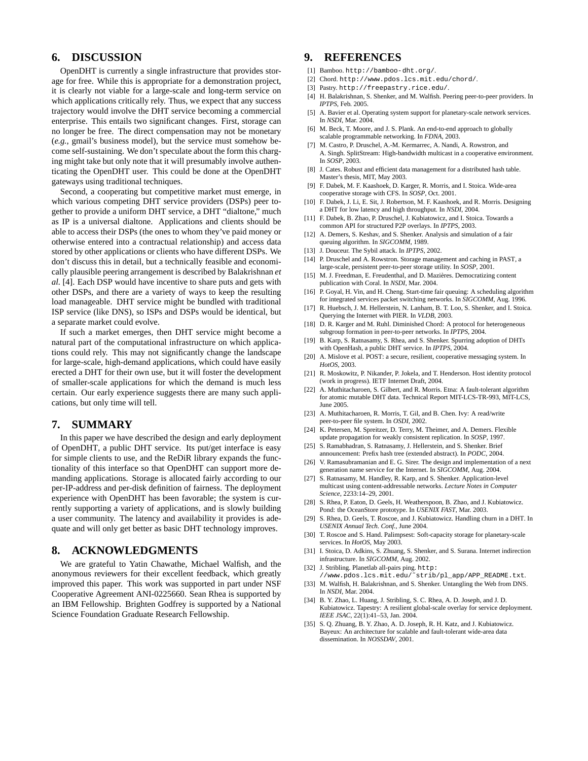## 6. DISCUSSION

OpenDHT is currently a single infrastructure that provides storage for free. While this is appropriate for a demonstration project, it is clearly not viable for a large-scale and long-term service on which applications critically rely. Thus, we expect that any success trajectory would involve the DHT service becoming a commercial enterprise. This entails two significant changes. First, storage can no longer be free. The direct compensation may not be monetary (*e.g.*, gmail's business model), but the service must somehow become self-sustaining. We don't speculate about the form this charging might take but only note that it will presumably involve authenticating the OpenDHT user. This could be done at the OpenDHT gateways using traditional techniques.

Second, a cooperating but competitive market must emerge, in which various competing DHT service providers (DSPs) peer together to provide a uniform DHT service, a DHT "dialtone," much as IP is a universal dialtone. Applications and clients should be able to access their DSPs (the ones to whom they've paid money or otherwise entered into a contractual relationship) and access data stored by other applications or clients who have different DSPs. We don't discuss this in detail, but a technically feasible and economically plausible peering arrangement is described by Balakrishnan *et al.* [4]. Each DSP would have incentive to share puts and gets with other DSPs, and there are a variety of ways to keep the resulting load manageable. DHT service might be bundled with traditional ISP service (like DNS), so ISPs and DSPs would be identical, but a separate market could evolve.

If such a market emerges, then DHT service might become a natural part of the computational infrastructure on which applications could rely. This may not significantly change the landscape for large-scale, high-demand applications, which could have easily erected a DHT for their own use, but it will foster the development of smaller-scale applications for which the demand is much less certain. Our early experience suggests there are many such applications, but only time will tell.

## 7. SUMMARY

In this paper we have described the design and early deployment of OpenDHT, a public DHT service. Its put/get interface is easy for simple clients to use, and the ReDiR library expands the functionality of this interface so that OpenDHT can support more demanding applications. Storage is allocated fairly according to our per-IP-address and per-disk definition of fairness. The deployment experience with OpenDHT has been favorable; the system is currently supporting a variety of applications, and is slowly building a user community. The latency and availability it provides is adequate and will only get better as basic DHT technology improves.

## 8. ACKNOWLEDGMENTS

We are grateful to Yatin Chawathe, Michael Walfish, and the anonymous reviewers for their excellent feedback, which greatly improved this paper. This work was supported in part under NSF Cooperative Agreement ANI-0225660. Sean Rhea is supported by an IBM Fellowship. Brighten Godfrey is supported by a National Science Foundation Graduate Research Fellowship.

## 9. REFERENCES

[1] Bamboo. http://bamboo-dht.org/.

[2] Chord. http://www.pdos.lcs.mit.edu/chord/.

[3] Pastry. http://freepastry.rice.edu/.

[4] H. Balakrishnan, S. Shenker, and M. Walfish. Peering peer-to-peer providers. In *IPTPS*, Feb. 2005.

[5] A. Bavier et al. Operating system support for planetary-scale network services. In *NSDI*, Mar. 2004.

[6] M. Beck, T. Moore, and J. S. Plank. An end-to-end approach to globally scalable programmable networking. In *FDNA*, 2003.

[7] M. Castro, P. Druschel, A.-M. Kermarrec, A. Nandi, A. Rowstron, and A. Singh. SplitStream: High-bandwidth multicast in a cooperative environment. In *SOSP*, 2003.

[8] J. Cates. Robust and efficient data management for a distributed hash table. Master's thesis, MIT, May 2003.

[9] F. Dabek, M. F. Kaashoek, D. Karger, R. Morris, and I. Stoica. Wide-area cooperative storage with CFS. In *SOSP*, Oct. 2001.

[10] F. Dabek, J. Li, E. Sit, J. Robertson, M. F. Kaashoek, and R. Morris. Designing a DHT for low latency and high throughput. In *NSDI*, 2004.

[11] F. Dabek, B. Zhao, P. Druschel, J. Kubiatowicz, and I. Stoica. Towards a common API for structured P2P overlays. In *IPTPS*, 2003.

[12] A. Demers, S. Keshav, and S. Shenker. Analysis and simulation of a fair queuing algorithm. In *SIGCOMM*, 1989.

[13] J. Douceur. The Sybil attack. In *IPTPS*, 2002.

[14] P. Druschel and A. Rowstron. Storage management and caching in PAST, a large-scale, persistent peer-to-peer storage utility. In *SOSP*, 2001.

[15] M. J. Freedman, E. Freudenthal, and D. Mazières. Democratizing content publication with Coral. In *NSDI*, Mar. 2004.

[16] P. Goyal, H. Vin, and H. Cheng. Start-time fair queuing: A scheduling algorithm for integrated services packet switching networks. In *SIGCOMM*, Aug. 1996.

[17] R. Huebsch, J. M. Hellerstein, N. Lanham, B. T. Loo, S. Shenker, and I. Stoica. Querying the Internet with PIER. In *VLDB*, 2003.

[18] D. R. Karger and M. Ruhl. Diminished Chord: A protocol for heterogeneous subgroup formation in peer-to-peer networks. In *IPTPS*, 2004.

[19] B. Karp, S. Ratnasamy, S. Rhea, and S. Shenker. Spurring adoption of DHTs with OpenHash, a public DHT service. In *IPTPS*, 2004.

[20] A. Mislove et al. POST: a secure, resilient, cooperative messaging system. In *HotOS*, 2003.

[21] R. Moskowitz, P. Nikander, P. Jokela, and T. Henderson. Host identity protocol (work in progress). IETF Internet Draft, 2004.

[22] A. Muthitacharoen, S. Gilbert, and R. Morris. Etna: A fault-tolerant algorithm for atomic mutable DHT data. Technical Report MIT-LCS-TR-993, MIT-LCS, June 2005.

[23] A. Muthitacharoen, R. Morris, T. Gil, and B. Chen. Ivy: A read/write peer-to-peer file system. In *OSDI*, 2002.

[24] K. Petersen, M. Spreitzer, D. Terry, M. Theimer, and A. Demers. Flexible update propagation for weakly consistent replication. In *SOSP*, 1997.

[25] S. Ramabhadran, S. Ratnasamy, J. Hellerstein, and S. Shenker. Brief announcement: Prefix hash tree (extended abstract). In *PODC*, 2004.

[26] V. Ramasubramanian and E. G. Sirer. The design and implementation of a next generation name service for the Internet. In *SIGCOMM*, Aug. 2004.

[27] S. Ratnasamy, M. Handley, R. Karp, and S. Shenker. Application-level multicast using content-addressable networks. *Lecture Notes in Computer Science*, 2233:14–29, 2001.

[28] S. Rhea, P. Eaton, D. Geels, H. Weatherspoon, B. Zhao, and J. Kubiatowicz. Pond: the OceanStore prototype. In *USENIX FAST*, Mar. 2003.

[29] S. Rhea, D. Geels, T. Roscoe, and J. Kubiatowicz. Handling churn in a DHT. In *USENIX Annual Tech. Conf.*, June 2004.

[30] T. Roscoe and S. Hand. Palimpsest: Soft-capacity storage for planetary-scale services. In *HotOS*, May 2003.

[31] I. Stoica, D. Adkins, S. Zhuang, S. Shenker, and S. Surana. Internet indirection infrastructure. In *SIGCOMM*, Aug. 2002.

[32] J. Stribling. Planetlab all-pairs ping. http://www.pdos.lcs.mit.edu/~strib/pl_app/APP_README.txt.

[33] M. Walfish, H. Balakrishnan, and S. Shenker. Untangling the Web from DNS. In *NSDI*, Mar. 2004.

[34] B. Y. Zhao, L. Huang, J. Stribling, S. C. Rhea, A. D. Joseph, and J. D. Kubiatowicz. Tapestry: A resilient global-scale overlay for service deployment. *IEEE JSAC*, 22(1):41–53, Jan. 2004.

[35] S. Q. Zhuang, B. Y. Zhao, A. D. Joseph, R. H. Katz, and J. Kubiatowicz. Bayeux: An architecture for scalable and fault-tolerant wide-area data dissemination. In *NOSSDAV*, 2001.